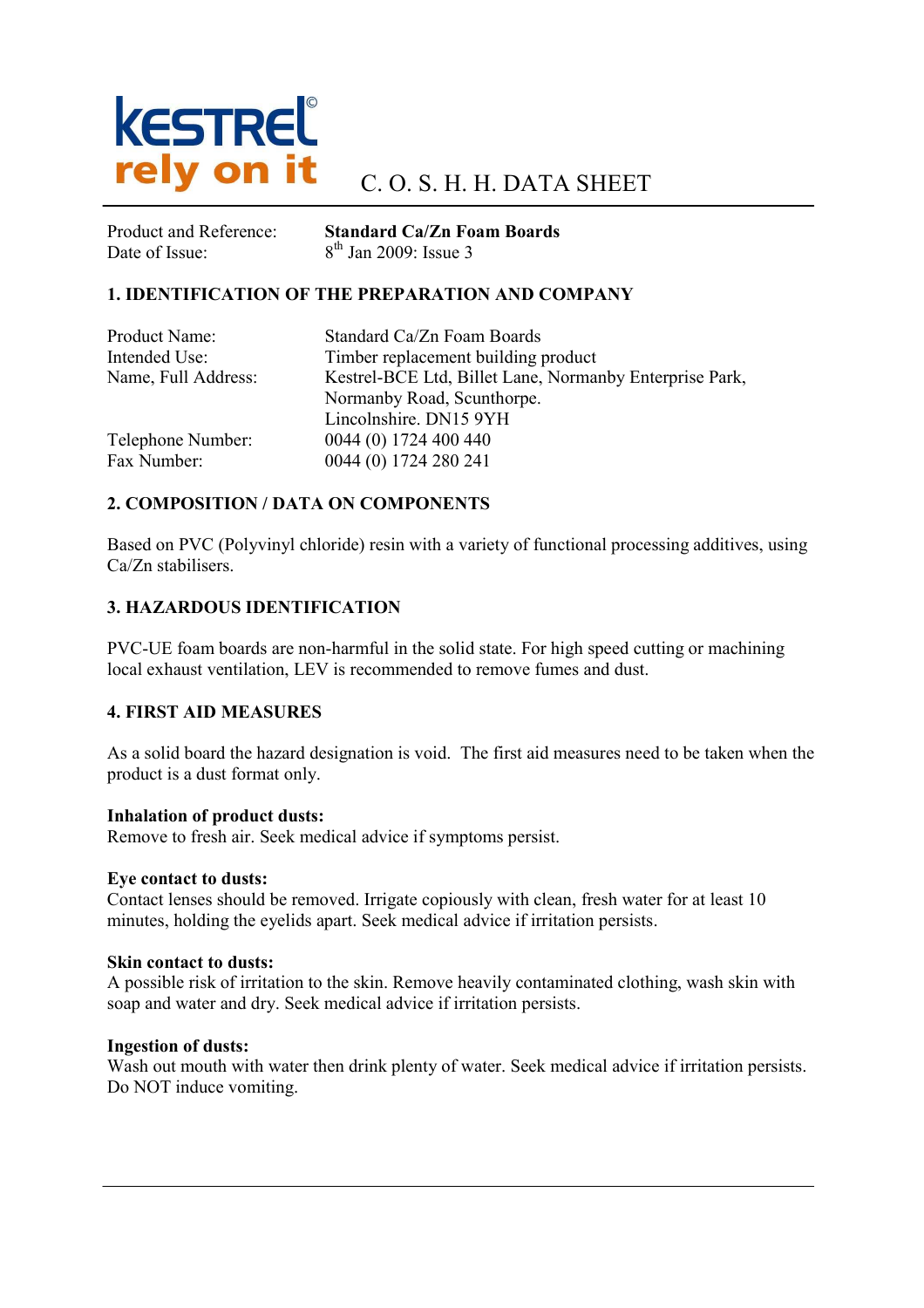KESTREL© rely on it

# C. O. S. H. H. DATA SHEET

| | |
|---|---|
| Product and Reference: | **Standard Ca/Zn Foam Boards** |
| Date of Issue: | 8th Jan 2009: Issue 3 |

## 1. IDENTIFICATION OF THE PREPARATION AND COMPANY

| | |
|---|---|
| Product Name: | Standard Ca/Zn Foam Boards |
| Intended Use: | Timber replacement building product |
| Name, Full Address: | Kestrel-BCE Ltd, Billet Lane, Normanby Enterprise Park, Normanby Road, Scunthorpe. Lincolnshire. DN15 9YH |
| Telephone Number: | 0044 (0) 1724 400 440 |
| Fax Number: | 0044 (0) 1724 280 241 |

## 2. COMPOSITION / DATA ON COMPONENTS

Based on PVC (Polyvinyl chloride) resin with a variety of functional processing additives, using Ca/Zn stabilisers.

## 3. HAZARDOUS IDENTIFICATION

PVC-UE foam boards are non-harmful in the solid state. For high speed cutting or machining local exhaust ventilation, LEV is recommended to remove fumes and dust.

## 4. FIRST AID MEASURES

As a solid board the hazard designation is void. The first aid measures need to be taken when the product is a dust format only.

**Inhalation of product dusts:**
Remove to fresh air. Seek medical advice if symptoms persist.

**Eye contact to dusts:**
Contact lenses should be removed. Irrigate copiously with clean, fresh water for at least 10 minutes, holding the eyelids apart. Seek medical advice if irritation persists.

**Skin contact to dusts:**
A possible risk of irritation to the skin. Remove heavily contaminated clothing, wash skin with soap and water and dry. Seek medical advice if irritation persists.

**Ingestion of dusts:**
Wash out mouth with water then drink plenty of water. Seek medical advice if irritation persists. Do NOT induce vomiting.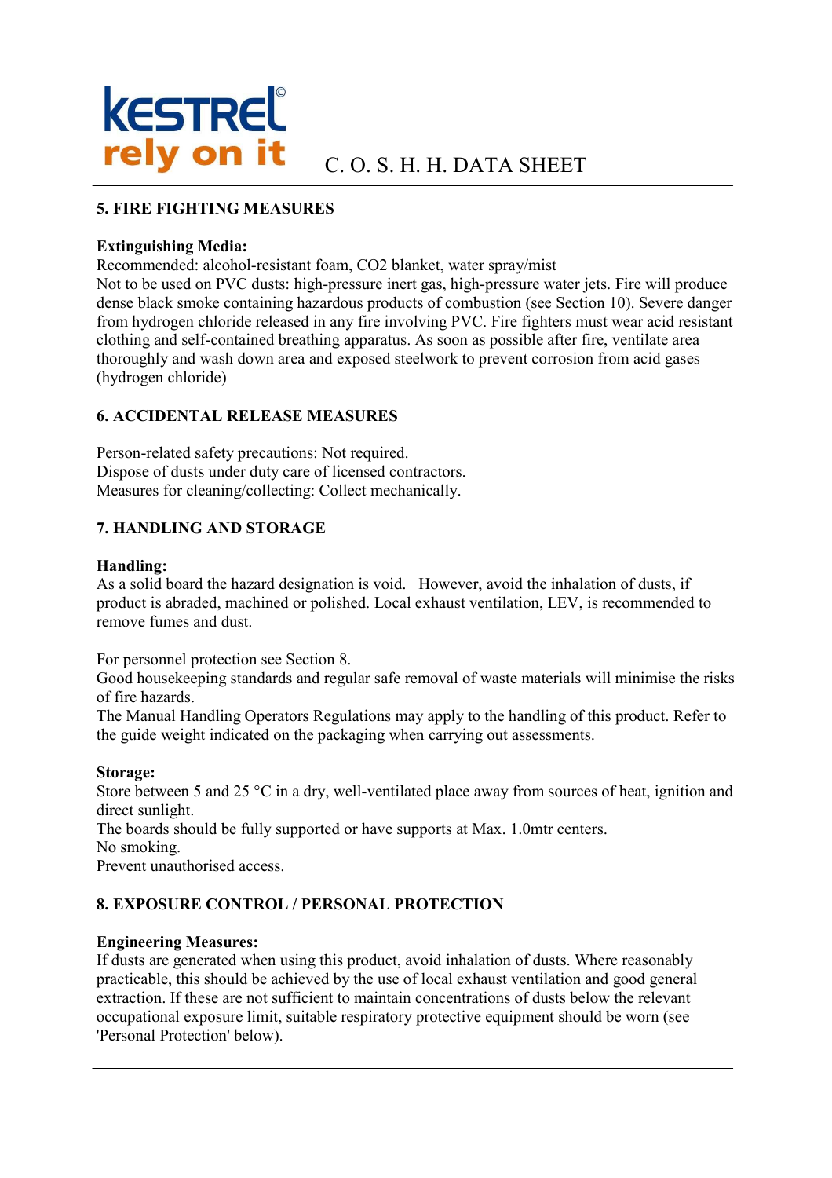## 5. FIRE FIGHTING MEASURES

**Extinguishing Media:**

Recommended: alcohol-resistant foam, $CO_2$ blanket, water spray/mist

Not to be used on PVC dusts: high-pressure inert gas, high-pressure water jets. Fire will produce dense black smoke containing hazardous products of combustion (see Section 10). Severe danger from hydrogen chloride released in any fire involving PVC. Fire fighters must wear acid resistant clothing and self-contained breathing apparatus. As soon as possible after fire, ventilate area thoroughly and wash down area and exposed steelwork to prevent corrosion from acid gases (hydrogen chloride)

## 6. ACCIDENTAL RELEASE MEASURES

Person-related safety precautions: Not required.
Dispose of dusts under duty care of licensed contractors.
Measures for cleaning/collecting: Collect mechanically.

## 7. HANDLING AND STORAGE

**Handling:**

As a solid board the hazard designation is void. However, avoid the inhalation of dusts, if product is abraded, machined or polished. Local exhaust ventilation, LEV, is recommended to remove fumes and dust.

For personnel protection see Section 8.
Good housekeeping standards and regular safe removal of waste materials will minimise the risks of fire hazards.
The Manual Handling Operators Regulations may apply to the handling of this product. Refer to the guide weight indicated on the packaging when carrying out assessments.

**Storage:**

Store between 5 and 25 °C in a dry, well-ventilated place away from sources of heat, ignition and direct sunlight.
The boards should be fully supported or have supports at Max. 1.0mtr centers.
No smoking.
Prevent unauthorised access.

## 8. EXPOSURE CONTROL / PERSONAL PROTECTION

**Engineering Measures:**

If dusts are generated when using this product, avoid inhalation of dusts. Where reasonably practicable, this should be achieved by the use of local exhaust ventilation and good general extraction. If these are not sufficient to maintain concentrations of dusts below the relevant occupational exposure limit, suitable respiratory protective equipment should be worn (see 'Personal Protection' below).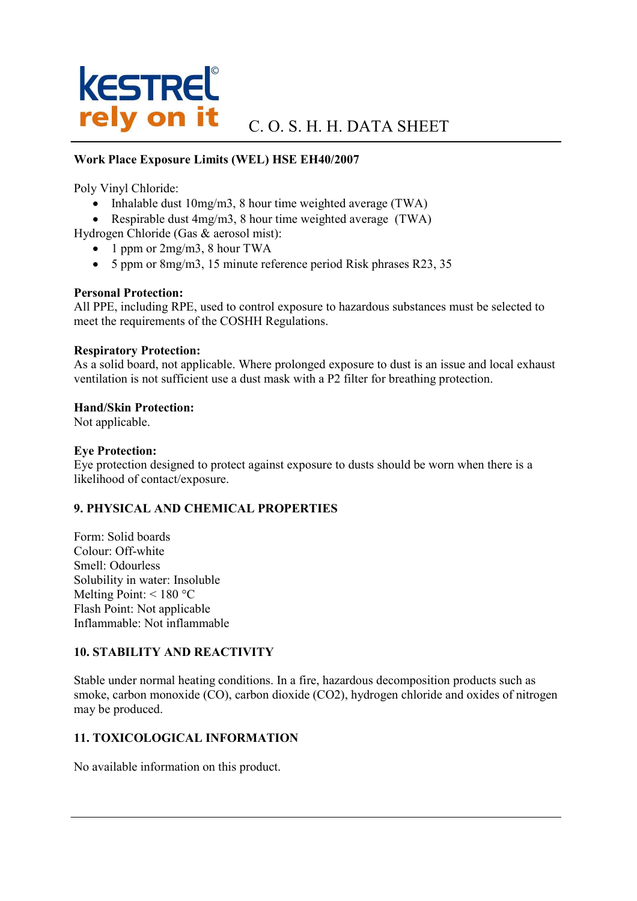**Work Place Exposure Limits (WEL) HSE EH40/2007**

Poly Vinyl Chloride:

- Inhalable dust 10mg/m3, 8 hour time weighted average (TWA)
- Respirable dust 4mg/m3, 8 hour time weighted average (TWA)

Hydrogen Chloride (Gas & aerosol mist):

- 1 ppm or 2mg/m3, 8 hour TWA
- 5 ppm or 8mg/m3, 15 minute reference period Risk phrases R23, 35

**Personal Protection:**
All PPE, including RPE, used to control exposure to hazardous substances must be selected to meet the requirements of the COSHH Regulations.

**Respiratory Protection:**
As a solid board, not applicable. Where prolonged exposure to dust is an issue and local exhaust ventilation is not sufficient use a dust mask with a P2 filter for breathing protection.

**Hand/Skin Protection:**
Not applicable.

**Eye Protection:**
Eye protection designed to protect against exposure to dusts should be worn when there is a likelihood of contact/exposure.

## 9. PHYSICAL AND CHEMICAL PROPERTIES

Form: Solid boards
Colour: Off-white
Smell: Odourless
Solubility in water: Insoluble
Melting Point: < 180 °C
Flash Point: Not applicable
Inflammable: Not inflammable

## 10. STABILITY AND REACTIVITY

Stable under normal heating conditions. In a fire, hazardous decomposition products such as smoke, carbon monoxide (CO), carbon dioxide ($CO_2$), hydrogen chloride and oxides of nitrogen may be produced.

## 11. TOXICOLOGICAL INFORMATION

No available information on this product.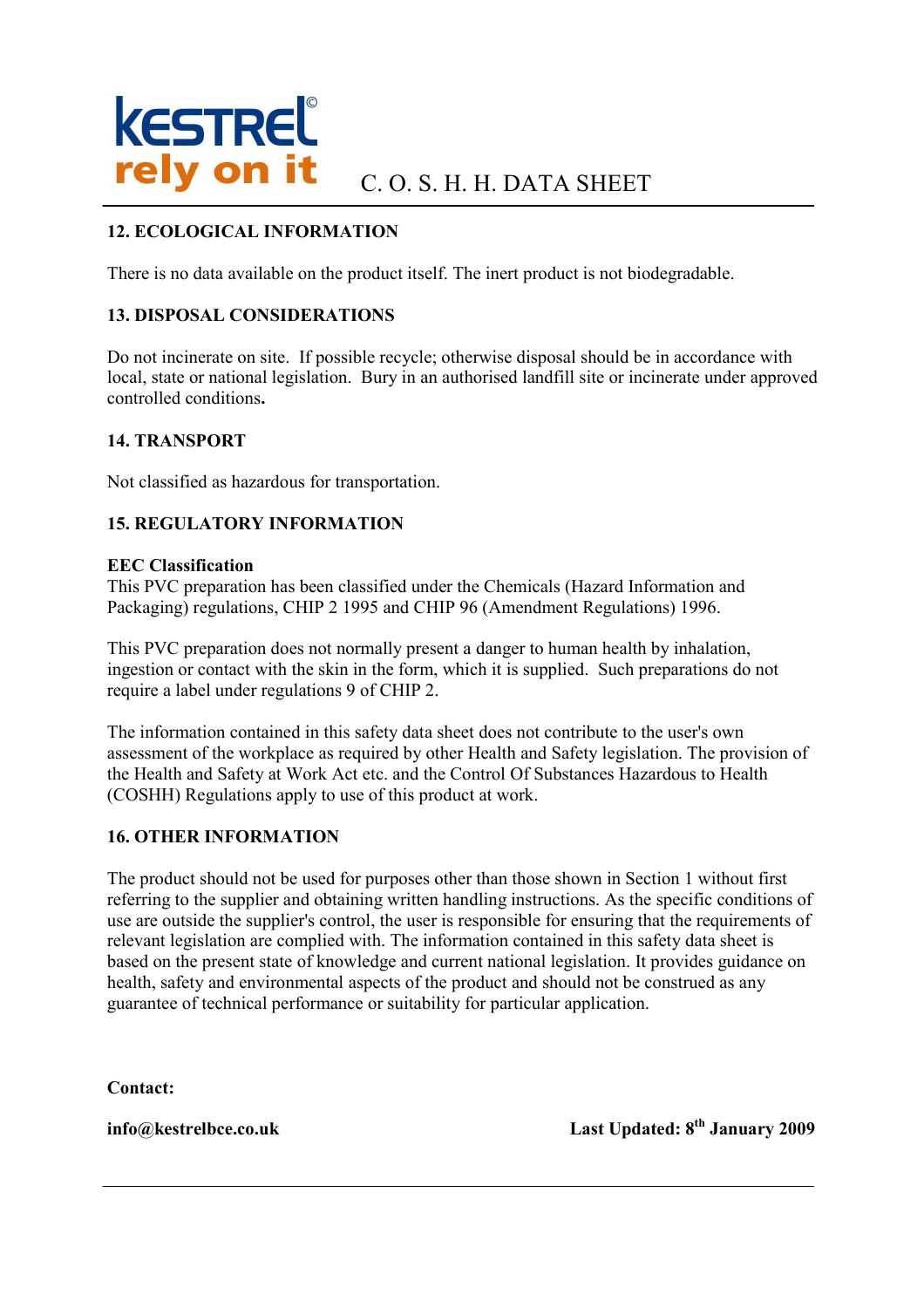## 12. ECOLOGICAL INFORMATION

There is no data available on the product itself. The inert product is not biodegradable.

## 13. DISPOSAL CONSIDERATIONS

Do not incinerate on site. If possible recycle; otherwise disposal should be in accordance with local, state or national legislation. Bury in an authorised landfill site or incinerate under approved controlled conditions.

## 14. TRANSPORT

Not classified as hazardous for transportation.

## 15. REGULATORY INFORMATION

**EEC Classification**
This PVC preparation has been classified under the Chemicals (Hazard Information and Packaging) regulations, CHIP 2 1995 and CHIP 96 (Amendment Regulations) 1996.

This PVC preparation does not normally present a danger to human health by inhalation, ingestion or contact with the skin in the form, which it is supplied. Such preparations do not require a label under regulations 9 of CHIP 2.

The information contained in this safety data sheet does not contribute to the user's own assessment of the workplace as required by other Health and Safety legislation. The provision of the Health and Safety at Work Act etc. and the Control Of Substances Hazardous to Health (COSHH) Regulations apply to use of this product at work.

## 16. OTHER INFORMATION

The product should not be used for purposes other than those shown in Section 1 without first referring to the supplier and obtaining written handling instructions. As the specific conditions of use are outside the supplier's control, the user is responsible for ensuring that the requirements of relevant legislation are complied with. The information contained in this safety data sheet is based on the present state of knowledge and current national legislation. It provides guidance on health, safety and environmental aspects of the product and should not be construed as any guarantee of technical performance or suitability for particular application.

**Contact:**

**info@kestrelbce.co.uk**

**Last Updated: 8th January 2009**